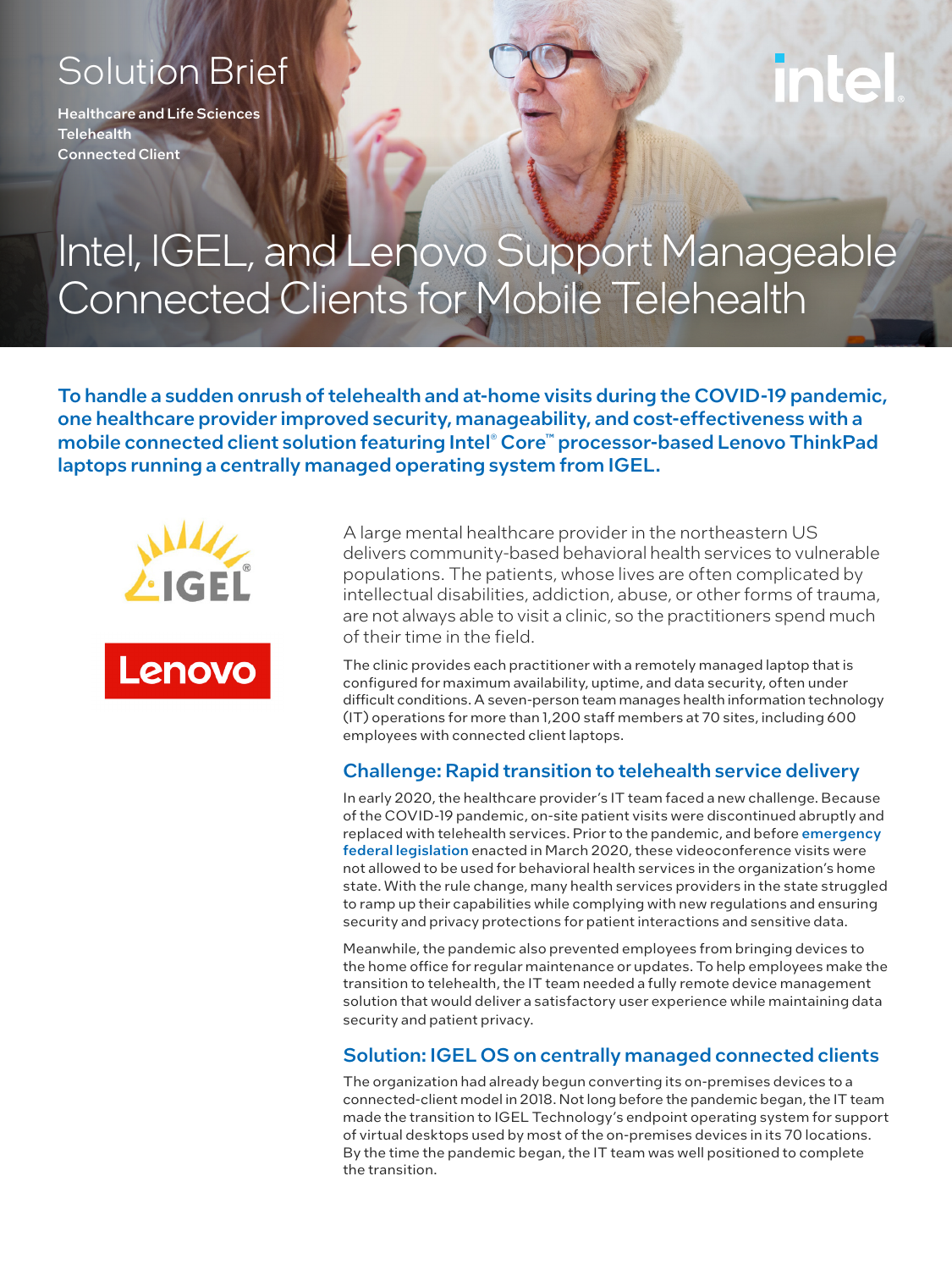Solution Brief

Healthcare and Life Sciences
Telehealth
Connected Client

# Intel, IGEL, and Lenovo Support Manageable Connected Clients for Mobile Telehealth

**To handle a sudden onrush of telehealth and at-home visits during the COVID-19 pandemic, one healthcare provider improved security, manageability, and cost-effectiveness with a mobile connected client solution featuring Intel® Core™ processor-based Lenovo ThinkPad laptops running a centrally managed operating system from IGEL.**

A large mental healthcare provider in the northeastern US delivers community-based behavioral health services to vulnerable populations. The patients, whose lives are often complicated by intellectual disabilities, addiction, abuse, or other forms of trauma, are not always able to visit a clinic, so the practitioners spend much of their time in the field.

The clinic provides each practitioner with a remotely managed laptop that is configured for maximum availability, uptime, and data security, often under difficult conditions. A seven-person team manages health information technology (IT) operations for more than 1,200 staff members at 70 sites, including 600 employees with connected client laptops.

## Challenge: Rapid transition to telehealth service delivery

In early 2020, the healthcare provider's IT team faced a new challenge. Because of the COVID-19 pandemic, on-site patient visits were discontinued abruptly and replaced with telehealth services. Prior to the pandemic, and before emergency federal legislation enacted in March 2020, these videoconference visits were not allowed to be used for behavioral health services in the organization's home state. With the rule change, many health services providers in the state struggled to ramp up their capabilities while complying with new regulations and ensuring security and privacy protections for patient interactions and sensitive data.

Meanwhile, the pandemic also prevented employees from bringing devices to the home office for regular maintenance or updates. To help employees make the transition to telehealth, the IT team needed a fully remote device management solution that would deliver a satisfactory user experience while maintaining data security and patient privacy.

## Solution: IGEL OS on centrally managed connected clients

The organization had already begun converting its on-premises devices to a connected-client model in 2018. Not long before the pandemic began, the IT team made the transition to IGEL Technology's endpoint operating system for support of virtual desktops used by most of the on-premises devices in its 70 locations. By the time the pandemic began, the IT team was well positioned to complete the transition.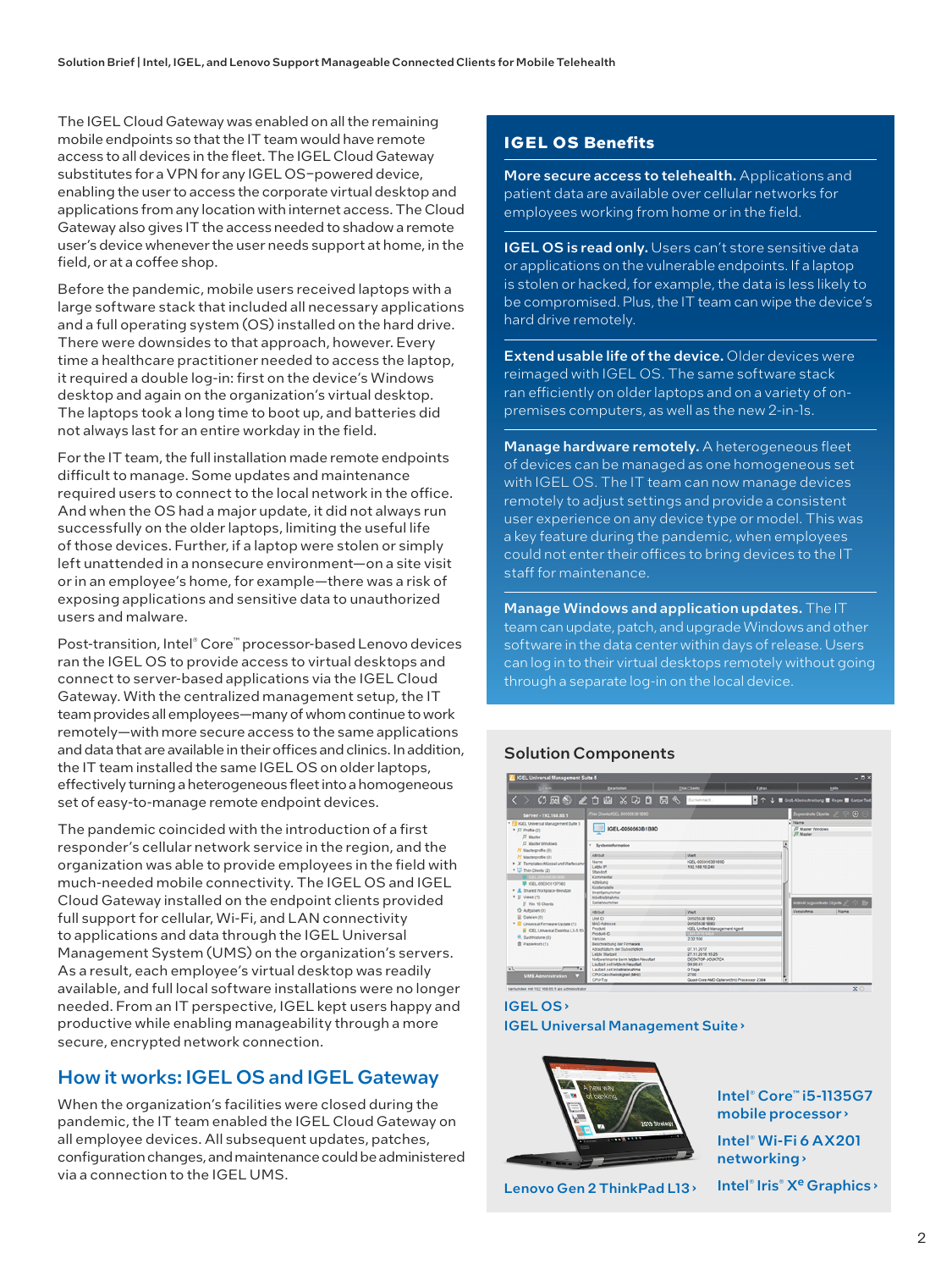The IGEL Cloud Gateway was enabled on all the remaining mobile endpoints so that the IT team would have remote access to all devices in the fleet. The IGEL Cloud Gateway substitutes for a VPN for any IGEL OS–powered device, enabling the user to access the corporate virtual desktop and applications from any location with internet access. The Cloud Gateway also gives IT the access needed to shadow a remote user's device whenever the user needs support at home, in the field, or at a coffee shop.

Before the pandemic, mobile users received laptops with a large software stack that included all necessary applications and a full operating system (OS) installed on the hard drive. There were downsides to that approach, however. Every time a healthcare practitioner needed to access the laptop, it required a double log-in: first on the device's Windows desktop and again on the organization's virtual desktop. The laptops took a long time to boot up, and batteries did not always last for an entire workday in the field.

For the IT team, the full installation made remote endpoints difficult to manage. Some updates and maintenance required users to connect to the local network in the office. And when the OS had a major update, it did not always run successfully on the older laptops, limiting the useful life of those devices. Further, if a laptop were stolen or simply left unattended in a nonsecure environment—on a site visit or in an employee's home, for example—there was a risk of exposing applications and sensitive data to unauthorized users and malware.

Post-transition, Intel® Core™ processor-based Lenovo devices ran the IGEL OS to provide access to virtual desktops and connect to server-based applications via the IGEL Cloud Gateway. With the centralized management setup, the IT team provides all employees—many of whom continue to work remotely—with more secure access to the same applications and data that are available in their offices and clinics. In addition, the IT team installed the same IGEL OS on older laptops, effectively turning a heterogeneous fleet into a homogeneous set of easy-to-manage remote endpoint devices.

The pandemic coincided with the introduction of a first responder's cellular network service in the region, and the organization was able to provide employees in the field with much-needed mobile connectivity. The IGEL OS and IGEL Cloud Gateway installed on the endpoint clients provided full support for cellular, Wi-Fi, and LAN connectivity to applications and data through the IGEL Universal Management System (UMS) on the organization's servers. As a result, each employee's virtual desktop was readily available, and full local software installations were no longer needed. From an IT perspective, IGEL kept users happy and productive while enabling manageability through a more secure, encrypted network connection.

## How it works: IGEL OS and IGEL Gateway

When the organization's facilities were closed during the pandemic, the IT team enabled the IGEL Cloud Gateway on all employee devices. All subsequent updates, patches, configuration changes, and maintenance could be administered via a connection to the IGEL UMS.

## IGEL OS Benefits

**More secure access to telehealth.** Applications and patient data are available over cellular networks for employees working from home or in the field.

**IGEL OS is read only.** Users can't store sensitive data or applications on the vulnerable endpoints. If a laptop is stolen or hacked, for example, the data is less likely to be compromised. Plus, the IT team can wipe the device's hard drive remotely.

**Extend usable life of the device.** Older devices were reimaged with IGEL OS. The same software stack ran efficiently on older laptops and on a variety of on-premises computers, as well as the new 2-in-1s.

**Manage hardware remotely.** A heterogeneous fleet of devices can be managed as one homogeneous set with IGEL OS. The IT team can now manage devices remotely to adjust settings and provide a consistent user experience on any device type or model. This was a key feature during the pandemic, when employees could not enter their offices to bring devices to the IT staff for maintenance.

**Manage Windows and application updates.** The IT team can update, patch, and upgrade Windows and other software in the data center within days of release. Users can log in to their virtual desktops remotely without going through a separate log-in on the local device.

## Solution Components

IGEL OS ›

IGEL Universal Management Suite ›

Lenovo Gen 2 ThinkPad L13 ›

Intel® Core™ i5-1135G7 mobile processor ›

Intel® Wi-Fi 6 AX201 networking ›

Intel® Iris® Xᵉ Graphics ›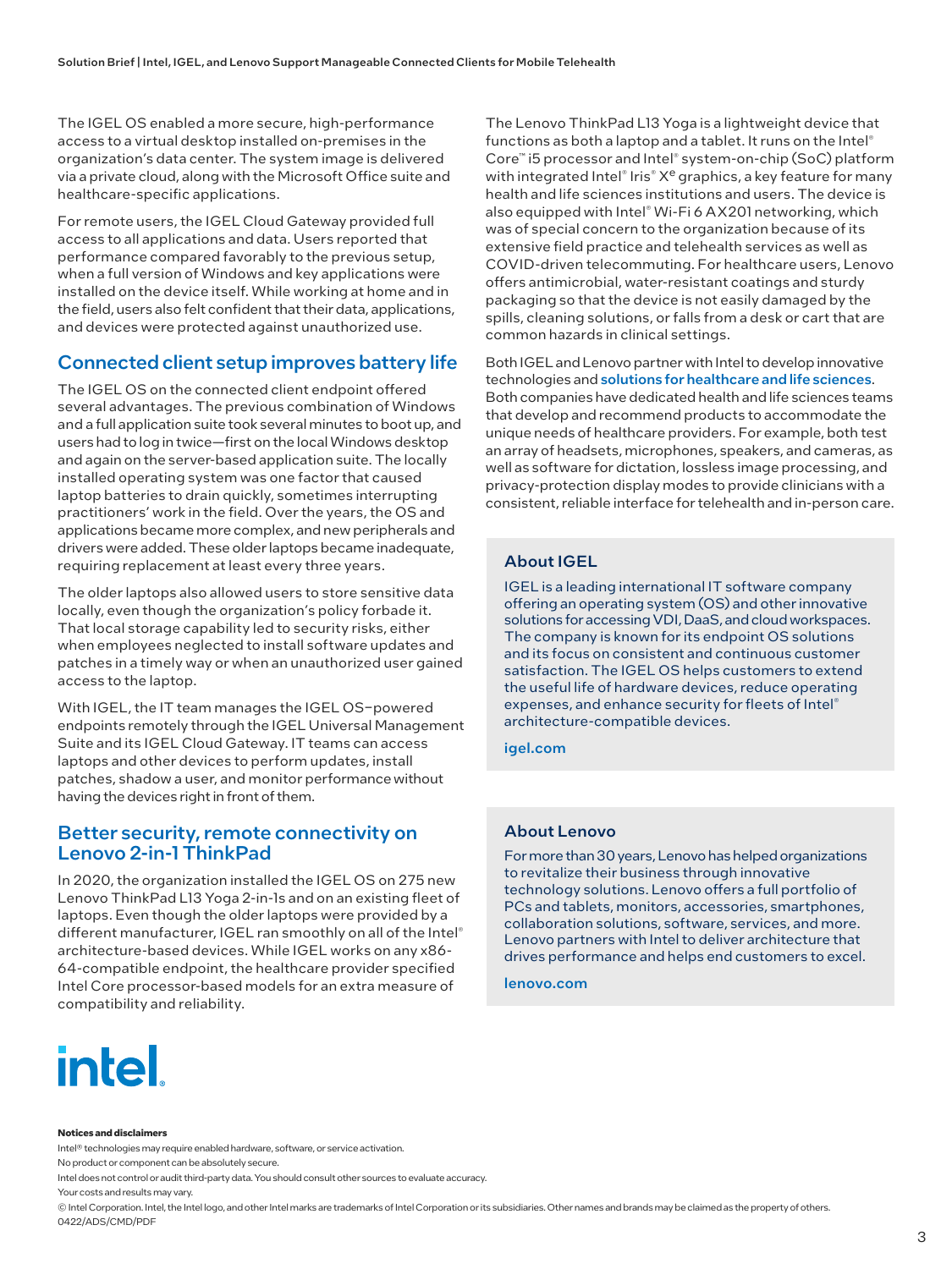The IGEL OS enabled a more secure, high-performance access to a virtual desktop installed on-premises in the organization's data center. The system image is delivered via a private cloud, along with the Microsoft Office suite and healthcare-specific applications.

For remote users, the IGEL Cloud Gateway provided full access to all applications and data. Users reported that performance compared favorably to the previous setup, when a full version of Windows and key applications were installed on the device itself. While working at home and in the field, users also felt confident that their data, applications, and devices were protected against unauthorized use.

## Connected client setup improves battery life

The IGEL OS on the connected client endpoint offered several advantages. The previous combination of Windows and a full application suite took several minutes to boot up, and users had to log in twice—first on the local Windows desktop and again on the server-based application suite. The locally installed operating system was one factor that caused laptop batteries to drain quickly, sometimes interrupting practitioners' work in the field. Over the years, the OS and applications became more complex, and new peripherals and drivers were added. These older laptops became inadequate, requiring replacement at least every three years.

The older laptops also allowed users to store sensitive data locally, even though the organization's policy forbade it. That local storage capability led to security risks, either when employees neglected to install software updates and patches in a timely way or when an unauthorized user gained access to the laptop.

With IGEL, the IT team manages the IGEL OS–powered endpoints remotely through the IGEL Universal Management Suite and its IGEL Cloud Gateway. IT teams can access laptops and other devices to perform updates, install patches, shadow a user, and monitor performance without having the devices right in front of them.

## Better security, remote connectivity on Lenovo 2-in-1 ThinkPad

In 2020, the organization installed the IGEL OS on 275 new Lenovo ThinkPad L13 Yoga 2-in-1s and on an existing fleet of laptops. Even though the older laptops were provided by a different manufacturer, IGEL ran smoothly on all of the Intel® architecture-based devices. While IGEL works on any x86-64-compatible endpoint, the healthcare provider specified Intel Core processor-based models for an extra measure of compatibility and reliability.

The Lenovo ThinkPad L13 Yoga is a lightweight device that functions as both a laptop and a tablet. It runs on the Intel® Core™ i5 processor and Intel® system-on-chip (SoC) platform with integrated Intel® Iris® Xe graphics, a key feature for many health and life sciences institutions and users. The device is also equipped with Intel® Wi-Fi 6 AX201 networking, which was of special concern to the organization because of its extensive field practice and telehealth services as well as COVID-driven telecommuting. For healthcare users, Lenovo offers antimicrobial, water-resistant coatings and sturdy packaging so that the device is not easily damaged by the spills, cleaning solutions, or falls from a desk or cart that are common hazards in clinical settings.

Both IGEL and Lenovo partner with Intel to develop innovative technologies and **solutions for healthcare and life sciences**. Both companies have dedicated health and life sciences teams that develop and recommend products to accommodate the unique needs of healthcare providers. For example, both test an array of headsets, microphones, speakers, and cameras, as well as software for dictation, lossless image processing, and privacy-protection display modes to provide clinicians with a consistent, reliable interface for telehealth and in-person care.

### About IGEL

IGEL is a leading international IT software company offering an operating system (OS) and other innovative solutions for accessing VDI, DaaS, and cloud workspaces. The company is known for its endpoint OS solutions and its focus on consistent and continuous customer satisfaction. The IGEL OS helps customers to extend the useful life of hardware devices, reduce operating expenses, and enhance security for fleets of Intel® architecture-compatible devices.

igel.com

### About Lenovo

For more than 30 years, Lenovo has helped organizations to revitalize their business through innovative technology solutions. Lenovo offers a full portfolio of PCs and tablets, monitors, accessories, smartphones, collaboration solutions, software, services, and more. Lenovo partners with Intel to deliver architecture that drives performance and helps end customers to excel.

lenovo.com

intel.

**Notices and disclaimers**

Intel® technologies may require enabled hardware, software, or service activation.

No product or component can be absolutely secure.

Intel does not control or audit third-party data. You should consult other sources to evaluate accuracy.

Your costs and results may vary.

© Intel Corporation. Intel, the Intel logo, and other Intel marks are trademarks of Intel Corporation or its subsidiaries. Other names and brands may be claimed as the property of others.
0422/ADS/CMD/PDF